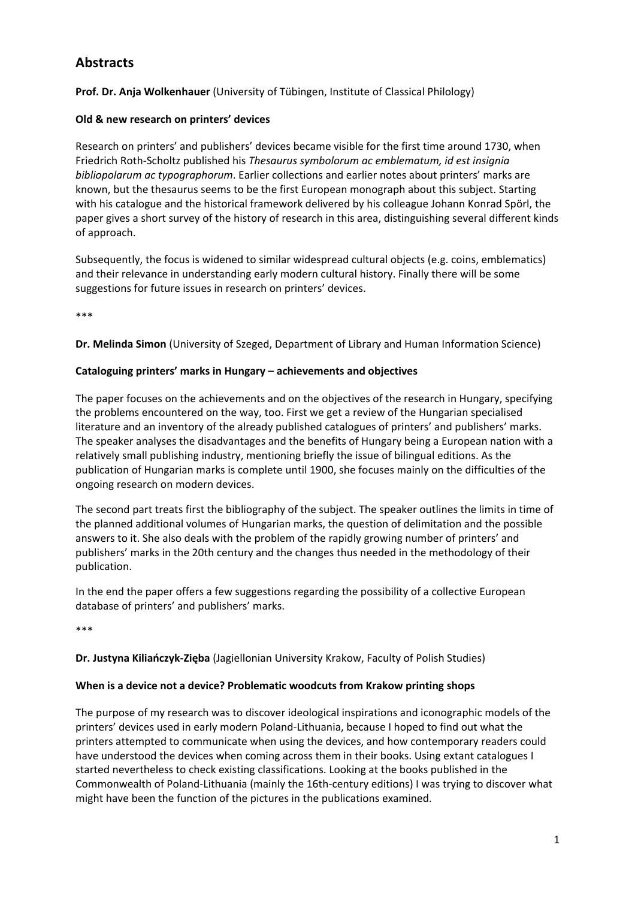# Abstracts

**Prof. Dr. Anja Wolkenhauer** (University of Tübingen, Institute of Classical Philology)

**Old & new research on printers' devices**

Research on printers' and publishers' devices became visible for the first time around 1730, when Friedrich Roth-Scholtz published his *Thesaurus symbolorum ac emblematum, id est insignia bibliopolarum ac typographorum*. Earlier collections and earlier notes about printers' marks are known, but the thesaurus seems to be the first European monograph about this subject. Starting with his catalogue and the historical framework delivered by his colleague Johann Konrad Spörl, the paper gives a short survey of the history of research in this area, distinguishing several different kinds of approach.

Subsequently, the focus is widened to similar widespread cultural objects (e.g. coins, emblematics) and their relevance in understanding early modern cultural history. Finally there will be some suggestions for future issues in research on printers' devices.

\*\*\*

**Dr. Melinda Simon** (University of Szeged, Department of Library and Human Information Science)

**Cataloguing printers' marks in Hungary – achievements and objectives**

The paper focuses on the achievements and on the objectives of the research in Hungary, specifying the problems encountered on the way, too. First we get a review of the Hungarian specialised literature and an inventory of the already published catalogues of printers' and publishers' marks. The speaker analyses the disadvantages and the benefits of Hungary being a European nation with a relatively small publishing industry, mentioning briefly the issue of bilingual editions. As the publication of Hungarian marks is complete until 1900, she focuses mainly on the difficulties of the ongoing research on modern devices.

The second part treats first the bibliography of the subject. The speaker outlines the limits in time of the planned additional volumes of Hungarian marks, the question of delimitation and the possible answers to it. She also deals with the problem of the rapidly growing number of printers' and publishers' marks in the 20th century and the changes thus needed in the methodology of their publication.

In the end the paper offers a few suggestions regarding the possibility of a collective European database of printers' and publishers' marks.

\*\*\*

**Dr. Justyna Kiliańczyk-Zięba** (Jagiellonian University Krakow, Faculty of Polish Studies)

**When is a device not a device? Problematic woodcuts from Krakow printing shops**

The purpose of my research was to discover ideological inspirations and iconographic models of the printers' devices used in early modern Poland-Lithuania, because I hoped to find out what the printers attempted to communicate when using the devices, and how contemporary readers could have understood the devices when coming across them in their books. Using extant catalogues I started nevertheless to check existing classifications. Looking at the books published in the Commonwealth of Poland-Lithuania (mainly the 16th-century editions) I was trying to discover what might have been the function of the pictures in the publications examined.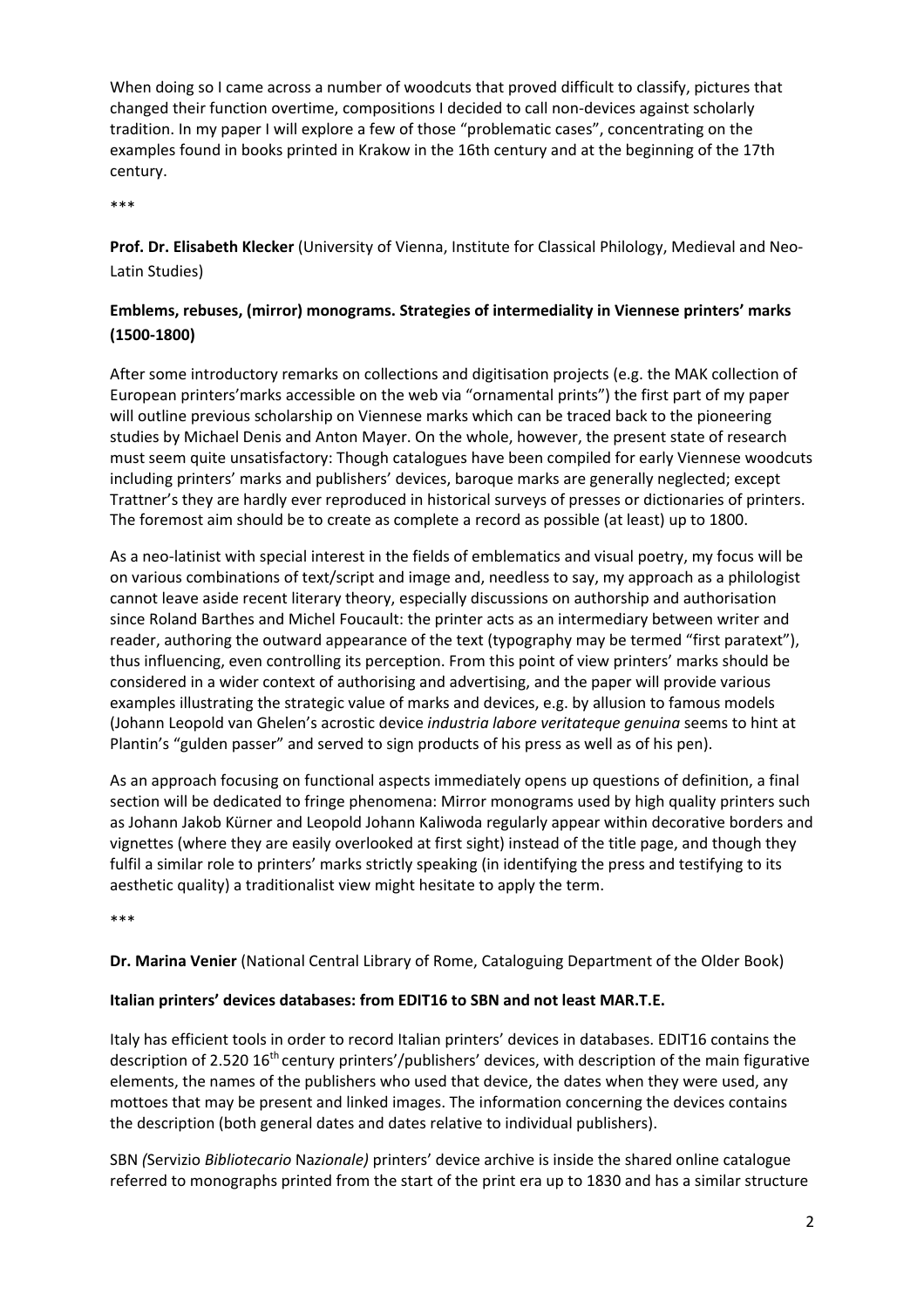When doing so I came across a number of woodcuts that proved difficult to classify, pictures that changed their function overtime, compositions I decided to call non-devices against scholarly tradition. In my paper I will explore a few of those "problematic cases", concentrating on the examples found in books printed in Krakow in the 16th century and at the beginning of the 17th century.

***

**Prof. Dr. Elisabeth Klecker** (University of Vienna, Institute for Classical Philology, Medieval and Neo-Latin Studies)

**Emblems, rebuses, (mirror) monograms. Strategies of intermediality in Viennese printers' marks (1500-1800)**

After some introductory remarks on collections and digitisation projects (e.g. the MAK collection of European printers'marks accessible on the web via "ornamental prints") the first part of my paper will outline previous scholarship on Viennese marks which can be traced back to the pioneering studies by Michael Denis and Anton Mayer. On the whole, however, the present state of research must seem quite unsatisfactory: Though catalogues have been compiled for early Viennese woodcuts including printers' marks and publishers' devices, baroque marks are generally neglected; except Trattner's they are hardly ever reproduced in historical surveys of presses or dictionaries of printers. The foremost aim should be to create as complete a record as possible (at least) up to 1800.

As a neo-latinist with special interest in the fields of emblematics and visual poetry, my focus will be on various combinations of text/script and image and, needless to say, my approach as a philologist cannot leave aside recent literary theory, especially discussions on authorship and authorisation since Roland Barthes and Michel Foucault: the printer acts as an intermediary between writer and reader, authoring the outward appearance of the text (typography may be termed "first paratext"), thus influencing, even controlling its perception. From this point of view printers' marks should be considered in a wider context of authorising and advertising, and the paper will provide various examples illustrating the strategic value of marks and devices, e.g. by allusion to famous models (Johann Leopold van Ghelen's acrostic device *industria labore veritateque genuina* seems to hint at Plantin's "gulden passer" and served to sign products of his press as well as of his pen).

As an approach focusing on functional aspects immediately opens up questions of definition, a final section will be dedicated to fringe phenomena: Mirror monograms used by high quality printers such as Johann Jakob Kürner and Leopold Johann Kaliwoda regularly appear within decorative borders and vignettes (where they are easily overlooked at first sight) instead of the title page, and though they fulfil a similar role to printers' marks strictly speaking (in identifying the press and testifying to its aesthetic quality) a traditionalist view might hesitate to apply the term.

***

**Dr. Marina Venier** (National Central Library of Rome, Cataloguing Department of the Older Book)

**Italian printers' devices databases: from EDIT16 to SBN and not least MAR.T.E.**

Italy has efficient tools in order to record Italian printers' devices in databases. EDIT16 contains the description of 2.520 16th century printers'/publishers' devices, with description of the main figurative elements, the names of the publishers who used that device, the dates when they were used, any mottoes that may be present and linked images. The information concerning the devices contains the description (both general dates and dates relative to individual publishers).

SBN *(*Servizio *Bibliotecario* N*azionale)* printers' device archive is inside the shared online catalogue referred to monographs printed from the start of the print era up to 1830 and has a similar structure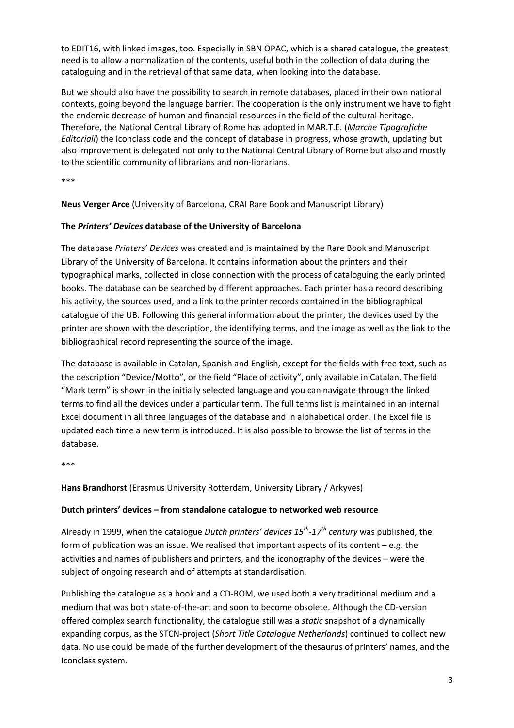to EDIT16, with linked images, too. Especially in SBN OPAC, which is a shared catalogue, the greatest need is to allow a normalization of the contents, useful both in the collection of data during the cataloguing and in the retrieval of that same data, when looking into the database.

But we should also have the possibility to search in remote databases, placed in their own national contexts, going beyond the language barrier. The cooperation is the only instrument we have to fight the endemic decrease of human and financial resources in the field of the cultural heritage. Therefore, the National Central Library of Rome has adopted in MAR.T.E. (*Marche Tipografiche Editoriali*) the Iconclass code and the concept of database in progress, whose growth, updating but also improvement is delegated not only to the National Central Library of Rome but also and mostly to the scientific community of librarians and non-librarians.

\*\*\*

**Neus Verger Arce** (University of Barcelona, CRAI Rare Book and Manuscript Library)

**The *Printers' Devices* database of the University of Barcelona**

The database *Printers' Devices* was created and is maintained by the Rare Book and Manuscript Library of the University of Barcelona. It contains information about the printers and their typographical marks, collected in close connection with the process of cataloguing the early printed books. The database can be searched by different approaches. Each printer has a record describing his activity, the sources used, and a link to the printer records contained in the bibliographical catalogue of the UB. Following this general information about the printer, the devices used by the printer are shown with the description, the identifying terms, and the image as well as the link to the bibliographical record representing the source of the image.

The database is available in Catalan, Spanish and English, except for the fields with free text, such as the description "Device/Motto", or the field "Place of activity", only available in Catalan. The field "Mark term" is shown in the initially selected language and you can navigate through the linked terms to find all the devices under a particular term. The full terms list is maintained in an internal Excel document in all three languages of the database and in alphabetical order. The Excel file is updated each time a new term is introduced. It is also possible to browse the list of terms in the database.

\*\*\*

**Hans Brandhorst** (Erasmus University Rotterdam, University Library / Arkyves)

**Dutch printers' devices – from standalone catalogue to networked web resource**

Already in 1999, when the catalogue *Dutch printers' devices 15th-17th century* was published, the form of publication was an issue. We realised that important aspects of its content – e.g. the activities and names of publishers and printers, and the iconography of the devices – were the subject of ongoing research and of attempts at standardisation.

Publishing the catalogue as a book and a CD-ROM, we used both a very traditional medium and a medium that was both state-of-the-art and soon to become obsolete. Although the CD-version offered complex search functionality, the catalogue still was a *static* snapshot of a dynamically expanding corpus, as the STCN-project (*Short Title Catalogue Netherlands*) continued to collect new data. No use could be made of the further development of the thesaurus of printers' names, and the Iconclass system.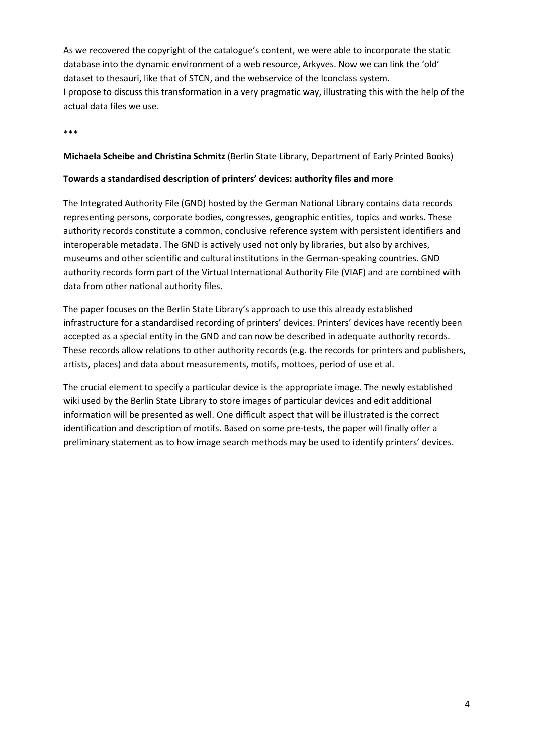As we recovered the copyright of the catalogue's content, we were able to incorporate the static database into the dynamic environment of a web resource, Arkyves. Now we can link the 'old' dataset to thesauri, like that of STCN, and the webservice of the Iconclass system.
I propose to discuss this transformation in a very pragmatic way, illustrating this with the help of the actual data files we use.

***

**Michaela Scheibe and Christina Schmitz** (Berlin State Library, Department of Early Printed Books)

**Towards a standardised description of printers' devices: authority files and more**

The Integrated Authority File (GND) hosted by the German National Library contains data records representing persons, corporate bodies, congresses, geographic entities, topics and works. These authority records constitute a common, conclusive reference system with persistent identifiers and interoperable metadata. The GND is actively used not only by libraries, but also by archives, museums and other scientific and cultural institutions in the German-speaking countries. GND authority records form part of the Virtual International Authority File (VIAF) and are combined with data from other national authority files.

The paper focuses on the Berlin State Library's approach to use this already established infrastructure for a standardised recording of printers' devices. Printers' devices have recently been accepted as a special entity in the GND and can now be described in adequate authority records. These records allow relations to other authority records (e.g. the records for printers and publishers, artists, places) and data about measurements, motifs, mottoes, period of use et al.

The crucial element to specify a particular device is the appropriate image. The newly established wiki used by the Berlin State Library to store images of particular devices and edit additional information will be presented as well. One difficult aspect that will be illustrated is the correct identification and description of motifs. Based on some pre-tests, the paper will finally offer a preliminary statement as to how image search methods may be used to identify printers' devices.